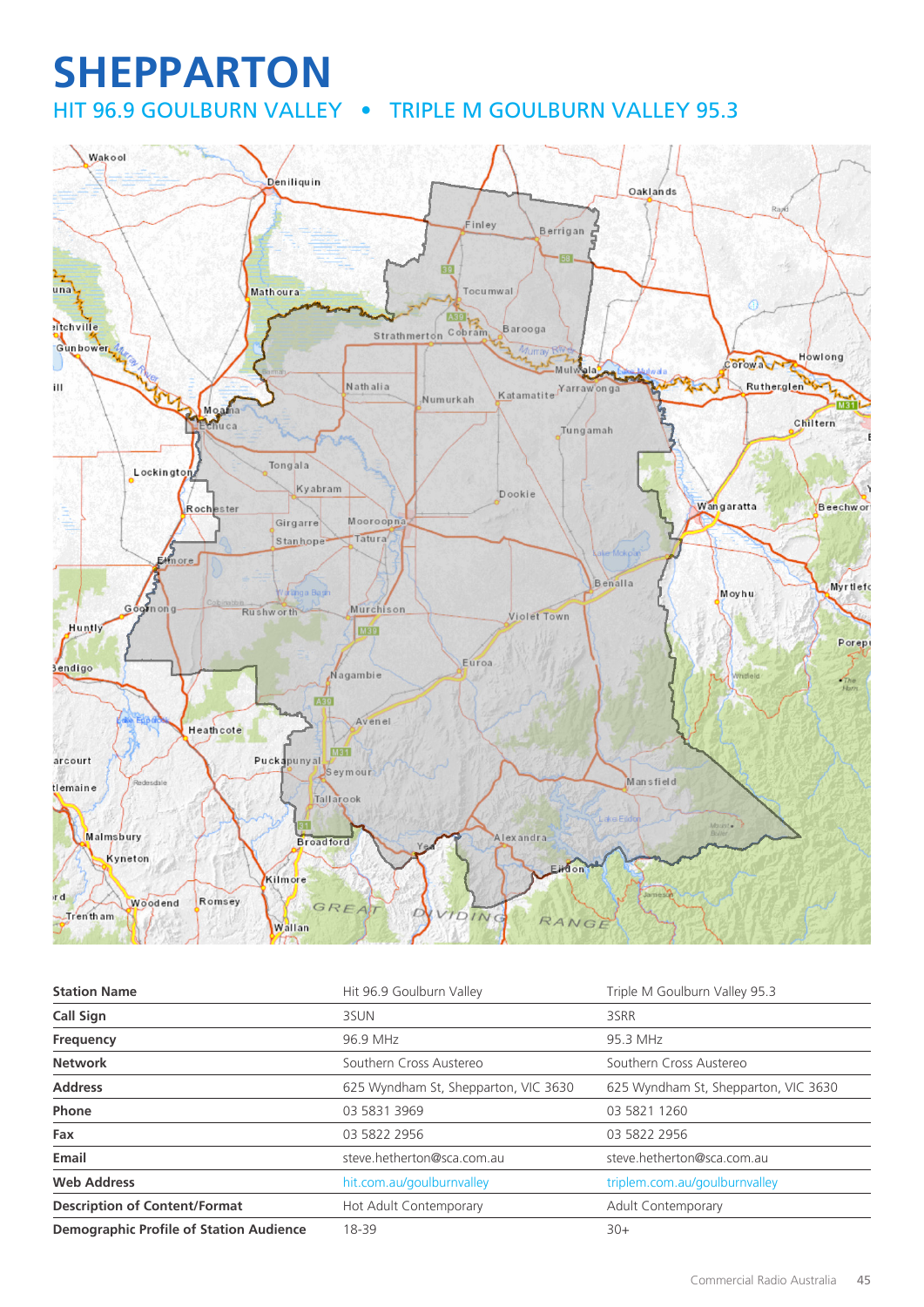# SHEPPARTON

## HIT 96.9 GOULBURN VALLEY • TRIPLE M GOULBURN VALLEY 95.3

| Station Name | Hit 96.9 Goulburn Valley | Triple M Goulburn Valley 95.3 |
|---|---|---|
| Call Sign | 3SUN | 3SRR |
| Frequency | 96.9 MHz | 95.3 MHz |
| Network | Southern Cross Austereo | Southern Cross Austereo |
| Address | 625 Wyndham St, Shepparton, VIC 3630 | 625 Wyndham St, Shepparton, VIC 3630 |
| Phone | 03 5831 3969 | 03 5821 1260 |
| Fax | 03 5822 2956 | 03 5822 2956 |
| Email | steve.hetherton@sca.com.au | steve.hetherton@sca.com.au |
| Web Address | hit.com.au/goulburnvalley | triplem.com.au/goulburnvalley |
| Description of Content/Format | Hot Adult Contemporary | Adult Contemporary |
| Demographic Profile of Station Audience | 18-39 | 30+ |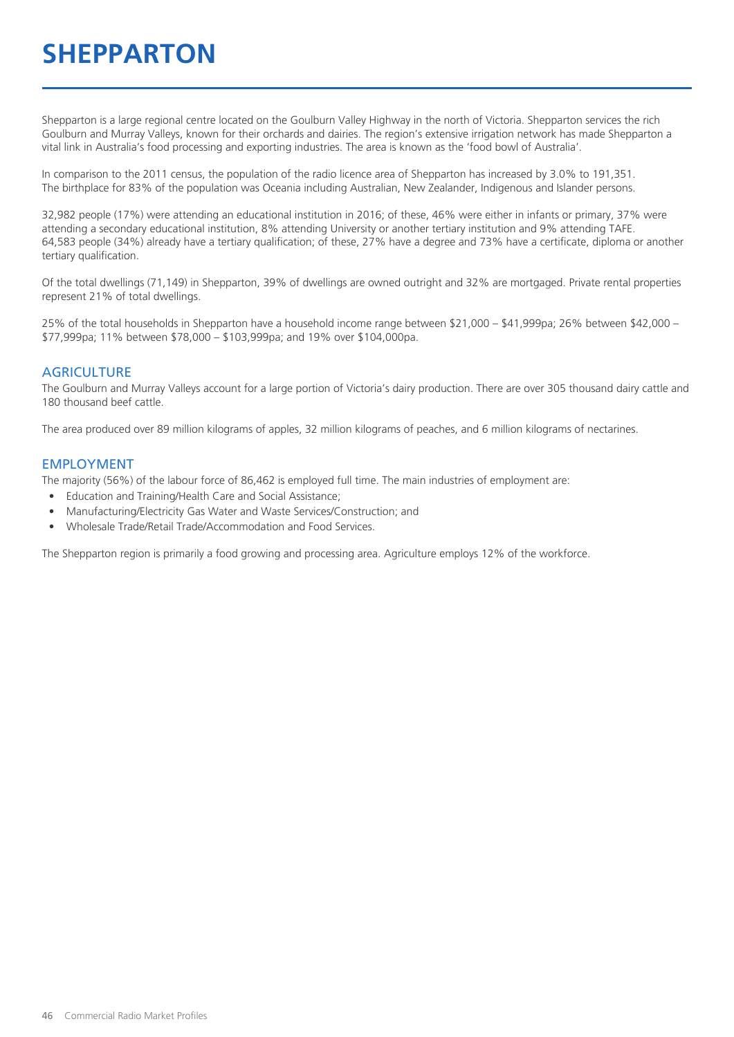# SHEPPARTON

Shepparton is a large regional centre located on the Goulburn Valley Highway in the north of Victoria. Shepparton services the rich Goulburn and Murray Valleys, known for their orchards and dairies. The region's extensive irrigation network has made Shepparton a vital link in Australia's food processing and exporting industries. The area is known as the 'food bowl of Australia'.

In comparison to the 2011 census, the population of the radio licence area of Shepparton has increased by 3.0% to 191,351. The birthplace for 83% of the population was Oceania including Australian, New Zealander, Indigenous and Islander persons.

32,982 people (17%) were attending an educational institution in 2016; of these, 46% were either in infants or primary, 37% were attending a secondary educational institution, 8% attending University or another tertiary institution and 9% attending TAFE. 64,583 people (34%) already have a tertiary qualification; of these, 27% have a degree and 73% have a certificate, diploma or another tertiary qualification.

Of the total dwellings (71,149) in Shepparton, 39% of dwellings are owned outright and 32% are mortgaged. Private rental properties represent 21% of total dwellings.

25% of the total households in Shepparton have a household income range between \$21,000 – \$41,999pa; 26% between \$42,000 – \$77,999pa; 11% between \$78,000 – \$103,999pa; and 19% over \$104,000pa.

## AGRICULTURE

The Goulburn and Murray Valleys account for a large portion of Victoria's dairy production. There are over 305 thousand dairy cattle and 180 thousand beef cattle.

The area produced over 89 million kilograms of apples, 32 million kilograms of peaches, and 6 million kilograms of nectarines.

## EMPLOYMENT

The majority (56%) of the labour force of 86,462 is employed full time. The main industries of employment are:

- Education and Training/Health Care and Social Assistance;
- Manufacturing/Electricity Gas Water and Waste Services/Construction; and
- Wholesale Trade/Retail Trade/Accommodation and Food Services.

The Shepparton region is primarily a food growing and processing area. Agriculture employs 12% of the workforce.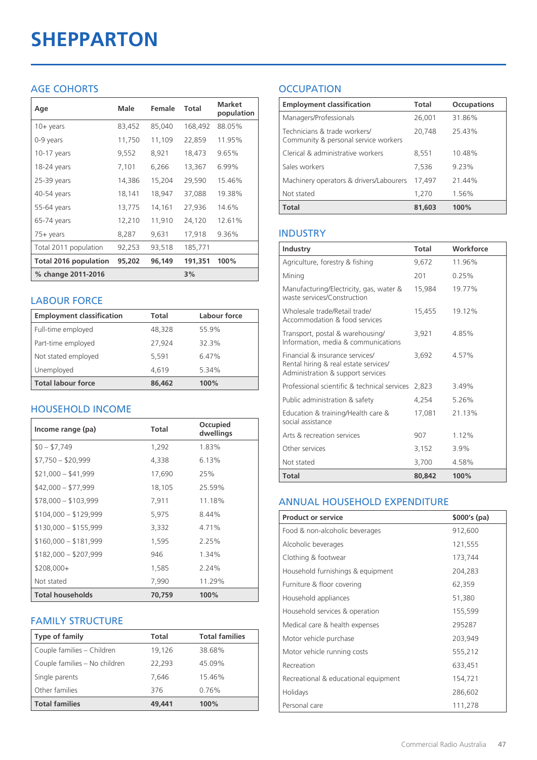# SHEPPARTON

## AGE COHORTS

| Age | Male | Female | Total | Market population |
|---|---|---|---|---|
| 10+ years | 83,452 | 85,040 | 168,492 | 88.05% |
| 0-9 years | 11,750 | 11,109 | 22,859 | 11.95% |
| 10-17 years | 9,552 | 8,921 | 18,473 | 9.65% |
| 18-24 years | 7,101 | 6,266 | 13,367 | 6.99% |
| 25-39 years | 14,386 | 15,204 | 29,590 | 15.46% |
| 40-54 years | 18,141 | 18,947 | 37,088 | 19.38% |
| 55-64 years | 13,775 | 14,161 | 27,936 | 14.6% |
| 65-74 years | 12,210 | 11,910 | 24,120 | 12.61% |
| 75+ years | 8,287 | 9,631 | 17,918 | 9.36% |
| Total 2011 population | 92,253 | 93,518 | 185,771 | |
| **Total 2016 population** | **95,202** | **96,149** | **191,351** | **100%** |
| **% change 2011-2016** | | | **3%** | |

## LABOUR FORCE

| Employment classification | Total | Labour force |
|---|---|---|
| Full-time employed | 48,328 | 55.9% |
| Part-time employed | 27,924 | 32.3% |
| Not stated employed | 5,591 | 6.47% |
| Unemployed | 4,619 | 5.34% |
| **Total labour force** | **86,462** | **100%** |

## HOUSEHOLD INCOME

| Income range (pa) | Total | Occupied dwellings |
|---|---|---|
| $0 – $7,749 | 1,292 | 1.83% |
| $7,750 – $20,999 | 4,338 | 6.13% |
| $21,000 – $41,999 | 17,690 | 25% |
| $42,000 – $77,999 | 18,105 | 25.59% |
| $78,000 – $103,999 | 7,911 | 11.18% |
| $104,000 – $129,999 | 5,975 | 8.44% |
| $130,000 – $155,999 | 3,332 | 4.71% |
| $160,000 – $181,999 | 1,595 | 2.25% |
| $182,000 – $207,999 | 946 | 1.34% |
| $208,000+ | 1,585 | 2.24% |
| Not stated | 7,990 | 11.29% |
| **Total households** | **70,759** | **100%** |

## FAMILY STRUCTURE

| Type of family | Total | Total families |
|---|---|---|
| Couple families – Children | 19,126 | 38.68% |
| Couple families – No children | 22,293 | 45.09% |
| Single parents | 7,646 | 15.46% |
| Other families | 376 | 0.76% |
| **Total families** | **49,441** | **100%** |

## OCCUPATION

| Employment classification | Total | Occupations |
|---|---|---|
| Managers/Professionals | 26,001 | 31.86% |
| Technicians & trade workers/ Community & personal service workers | 20,748 | 25.43% |
| Clerical & administrative workers | 8,551 | 10.48% |
| Sales workers | 7,536 | 9.23% |
| Machinery operators & drivers/Labourers | 17,497 | 21.44% |
| Not stated | 1,270 | 1.56% |
| **Total** | **81,603** | **100%** |

## INDUSTRY

| Industry | Total | Workforce |
|---|---|---|
| Agriculture, forestry & fishing | 9,672 | 11.96% |
| Mining | 201 | 0.25% |
| Manufacturing/Electricity, gas, water & waste services/Construction | 15,984 | 19.77% |
| Wholesale trade/Retail trade/ Accommodation & food services | 15,455 | 19.12% |
| Transport, postal & warehousing/ Information, media & communications | 3,921 | 4.85% |
| Financial & insurance services/ Rental hiring & real estate services/ Administration & support services | 3,692 | 4.57% |
| Professional scientific & technical services | 2,823 | 3.49% |
| Public administration & safety | 4,254 | 5.26% |
| Education & training/Health care & social assistance | 17,081 | 21.13% |
| Arts & recreation services | 907 | 1.12% |
| Other services | 3,152 | 3.9% |
| Not stated | 3,700 | 4.58% |
| **Total** | **80,842** | **100%** |

## ANNUAL HOUSEHOLD EXPENDITURE

| Product or service | $000's (pa) |
|---|---|
| Food & non-alcoholic beverages | 912,600 |
| Alcoholic beverages | 121,555 |
| Clothing & footwear | 173,744 |
| Household furnishings & equipment | 204,283 |
| Furniture & floor covering | 62,359 |
| Household appliances | 51,380 |
| Household services & operation | 155,599 |
| Medical care & health expenses | 295287 |
| Motor vehicle purchase | 203,949 |
| Motor vehicle running costs | 555,212 |
| Recreation | 633,451 |
| Recreational & educational equipment | 154,721 |
| Holidays | 286,602 |
| Personal care | 111,278 |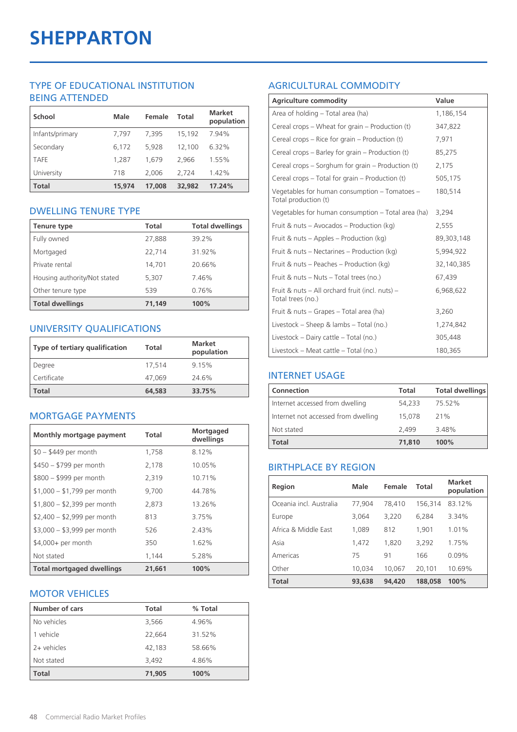# SHEPPARTON

## TYPE OF EDUCATIONAL INSTITUTION BEING ATTENDED

| School | Male | Female | Total | Market population |
|---|---|---|---|---|
| Infants/primary | 7,797 | 7,395 | 15,192 | 7.94% |
| Secondary | 6,172 | 5,928 | 12,100 | 6.32% |
| TAFE | 1,287 | 1,679 | 2,966 | 1.55% |
| University | 718 | 2,006 | 2,724 | 1.42% |
| **Total** | **15,974** | **17,008** | **32,982** | **17.24%** |

## DWELLING TENURE TYPE

| Tenure type | Total | Total dwellings |
|---|---|---|
| Fully owned | 27,888 | 39.2% |
| Mortgaged | 22,714 | 31.92% |
| Private rental | 14,701 | 20.66% |
| Housing authority/Not stated | 5,307 | 7.46% |
| Other tenure type | 539 | 0.76% |
| **Total dwellings** | **71,149** | **100%** |

## UNIVERSITY QUALIFICATIONS

| Type of tertiary qualification | Total | Market population |
|---|---|---|
| Degree | 17,514 | 9.15% |
| Certificate | 47,069 | 24.6% |
| **Total** | **64,583** | **33.75%** |

## MORTGAGE PAYMENTS

| Monthly mortgage payment | Total | Mortgaged dwellings |
|---|---|---|
| $0 – $449 per month | 1,758 | 8.12% |
| $450 – $799 per month | 2,178 | 10.05% |
| $800 – $999 per month | 2,319 | 10.71% |
| $1,000 – $1,799 per month | 9,700 | 44.78% |
| $1,800 – $2,399 per month | 2,873 | 13.26% |
| $2,400 – $2,999 per month | 813 | 3.75% |
| $3,000 – $3,999 per month | 526 | 2.43% |
| $4,000+ per month | 350 | 1.62% |
| Not stated | 1,144 | 5.28% |
| **Total mortgaged dwellings** | **21,661** | **100%** |

## MOTOR VEHICLES

| Number of cars | Total | % Total |
|---|---|---|
| No vehicles | 3,566 | 4.96% |
| 1 vehicle | 22,664 | 31.52% |
| 2+ vehicles | 42,183 | 58.66% |
| Not stated | 3,492 | 4.86% |
| **Total** | **71,905** | **100%** |

## AGRICULTURAL COMMODITY

| Agriculture commodity | Value |
|---|---|
| Area of holding – Total area (ha) | 1,186,154 |
| Cereal crops – Wheat for grain – Production (t) | 347,822 |
| Cereal crops – Rice for grain – Production (t) | 7,971 |
| Cereal crops – Barley for grain – Production (t) | 85,275 |
| Cereal crops – Sorghum for grain – Production (t) | 2,175 |
| Cereal crops – Total for grain – Production (t) | 505,175 |
| Vegetables for human consumption – Tomatoes – Total production (t) | 180,514 |
| Vegetables for human consumption – Total area (ha) | 3,294 |
| Fruit & nuts – Avocados – Production (kg) | 2,555 |
| Fruit & nuts – Apples – Production (kg) | 89,303,148 |
| Fruit & nuts – Nectarines – Production (kg) | 5,994,922 |
| Fruit & nuts – Peaches – Production (kg) | 32,140,385 |
| Fruit & nuts – Nuts – Total trees (no.) | 67,439 |
| Fruit & nuts – All orchard fruit (incl. nuts) – Total trees (no.) | 6,968,622 |
| Fruit & nuts – Grapes – Total area (ha) | 3,260 |
| Livestock – Sheep & lambs – Total (no.) | 1,274,842 |
| Livestock – Dairy cattle – Total (no.) | 305,448 |
| Livestock – Meat cattle – Total (no.) | 180,365 |

## INTERNET USAGE

| Connection | Total | Total dwellings |
|---|---|---|
| Internet accessed from dwelling | 54,233 | 75.52% |
| Internet not accessed from dwelling | 15,078 | 21% |
| Not stated | 2,499 | 3.48% |
| **Total** | **71,810** | **100%** |

## BIRTHPLACE BY REGION

| Region | Male | Female | Total | Market population |
|---|---|---|---|---|
| Oceania incl. Australia | 77,904 | 78,410 | 156,314 | 83.12% |
| Europe | 3,064 | 3,220 | 6,284 | 3.34% |
| Africa & Middle East | 1,089 | 812 | 1,901 | 1.01% |
| Asia | 1,472 | 1,820 | 3,292 | 1.75% |
| Americas | 75 | 91 | 166 | 0.09% |
| Other | 10,034 | 10,067 | 20,101 | 10.69% |
| **Total** | **93,638** | **94,420** | **188,058** | **100%** |